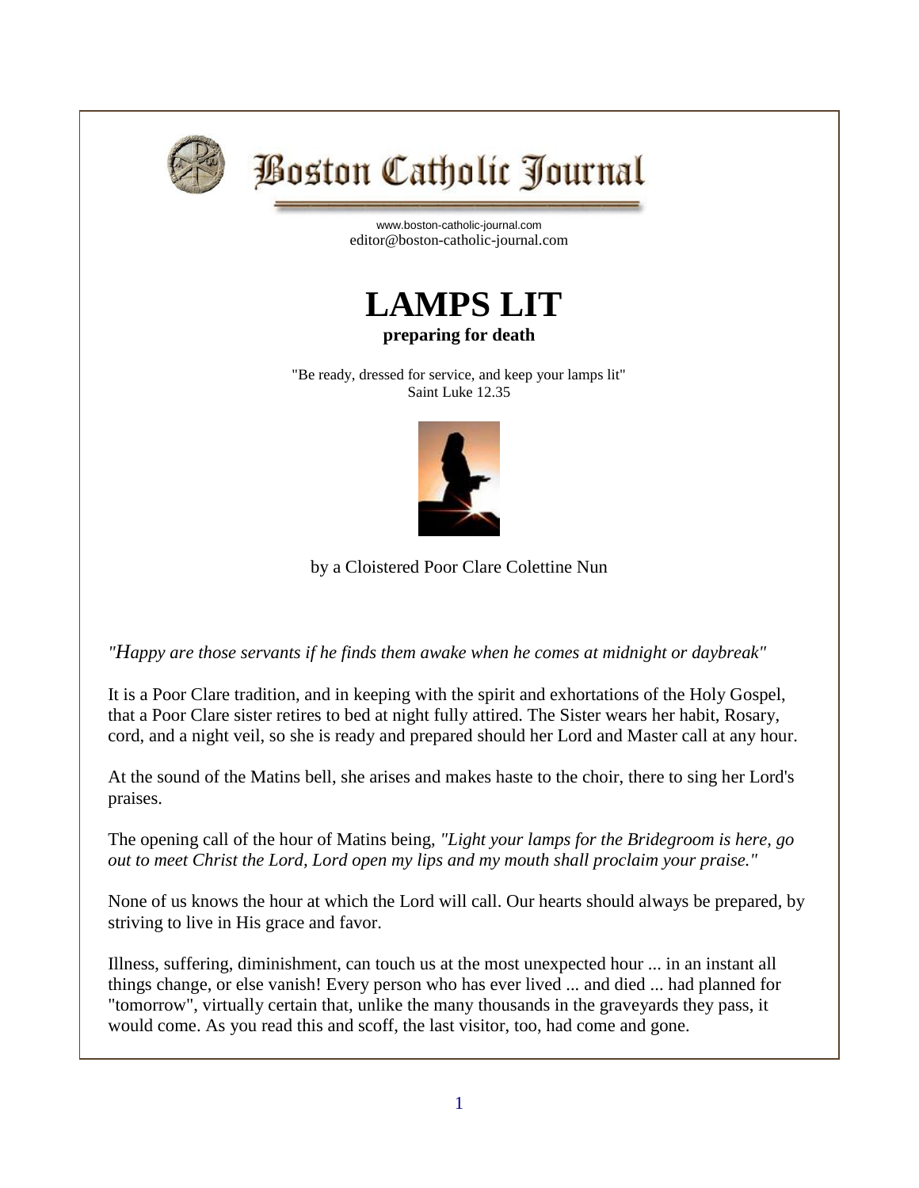# Boston Catholic Journal

www.boston-catholic-journal.com
editor@boston-catholic-journal.com

# LAMPS LIT

**preparing for death**

"Be ready, dressed for service, and keep your lamps lit"
Saint Luke 12.35

by a Cloistered Poor Clare Colettine Nun

*"Happy are those servants if he finds them awake when he comes at midnight or daybreak"*

It is a Poor Clare tradition, and in keeping with the spirit and exhortations of the Holy Gospel, that a Poor Clare sister retires to bed at night fully attired. The Sister wears her habit, Rosary, cord, and a night veil, so she is ready and prepared should her Lord and Master call at any hour.

At the sound of the Matins bell, she arises and makes haste to the choir, there to sing her Lord's praises.

The opening call of the hour of Matins being, *"Light your lamps for the Bridegroom is here, go out to meet Christ the Lord, Lord open my lips and my mouth shall proclaim your praise."*

None of us knows the hour at which the Lord will call. Our hearts should always be prepared, by striving to live in His grace and favor.

Illness, suffering, diminishment, can touch us at the most unexpected hour ... in an instant all things change, or else vanish! Every person who has ever lived ... and died ... had planned for "tomorrow", virtually certain that, unlike the many thousands in the graveyards they pass, it would come. As you read this and scoff, the last visitor, too, had come and gone.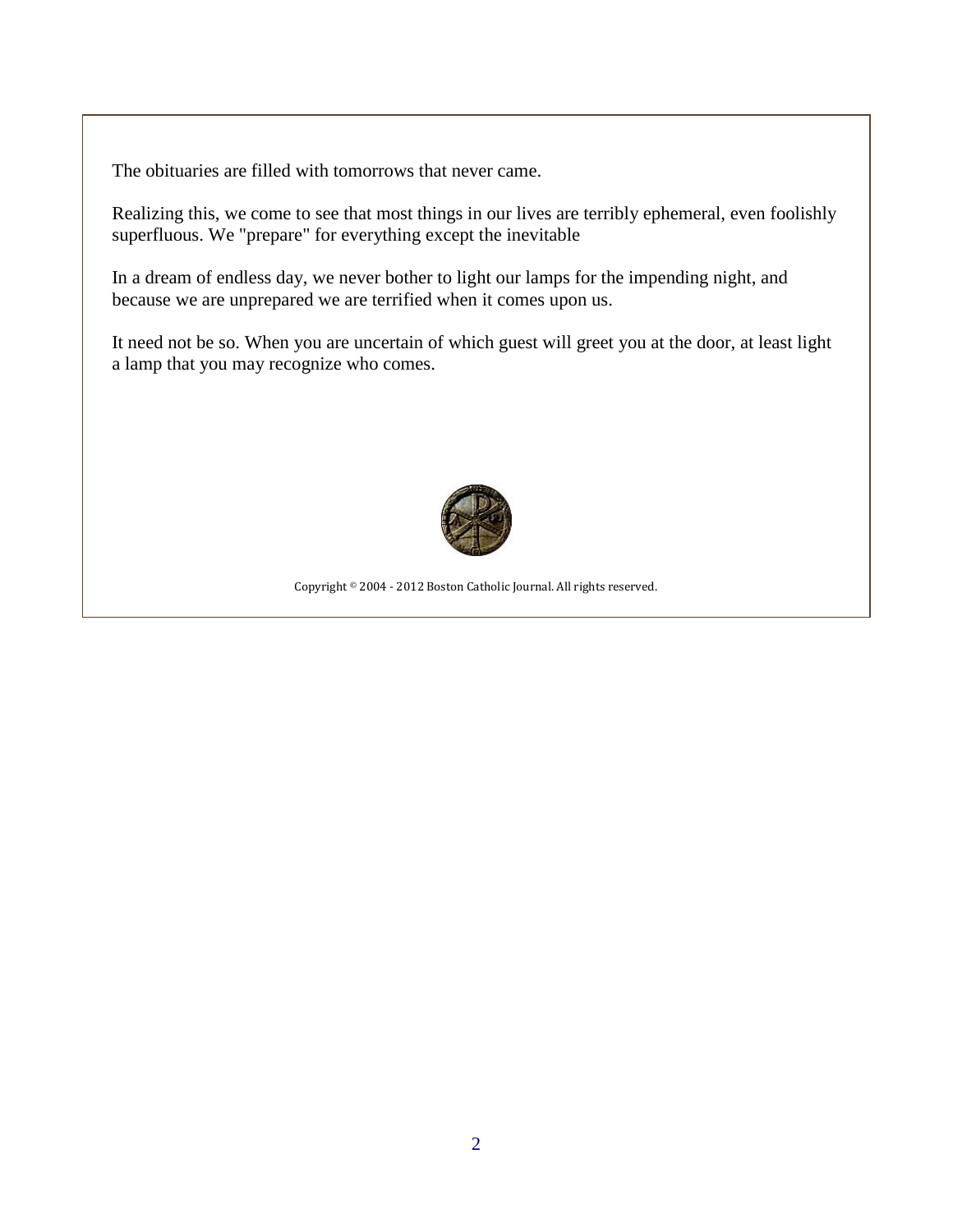The obituaries are filled with tomorrows that never came.

Realizing this, we come to see that most things in our lives are terribly ephemeral, even foolishly superfluous. We "prepare" for everything except the inevitable

In a dream of endless day, we never bother to light our lamps for the impending night, and because we are unprepared we are terrified when it comes upon us.

It need not be so. When you are uncertain of which guest will greet you at the door, at least light a lamp that you may recognize who comes.

Copyright © 2004 - 2012 Boston Catholic Journal. All rights reserved.